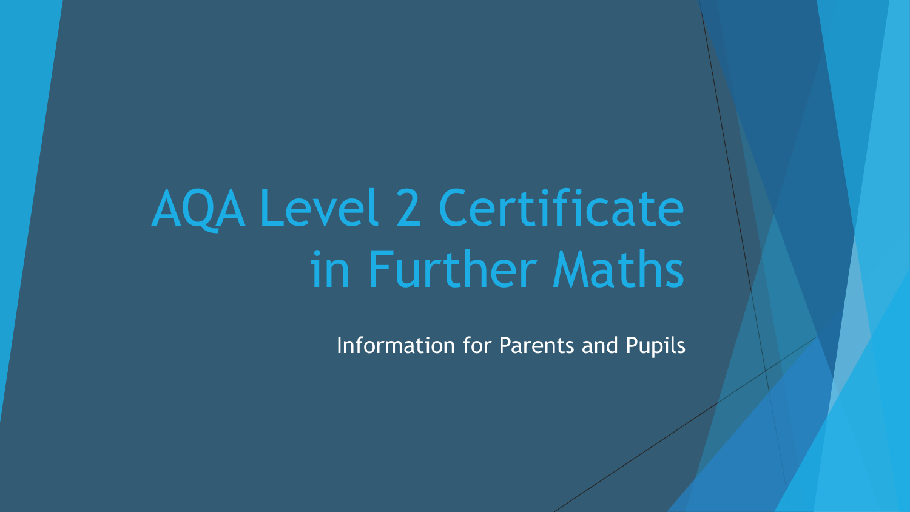# AQA Level 2 Certificate in Further Maths

Information for Parents and Pupils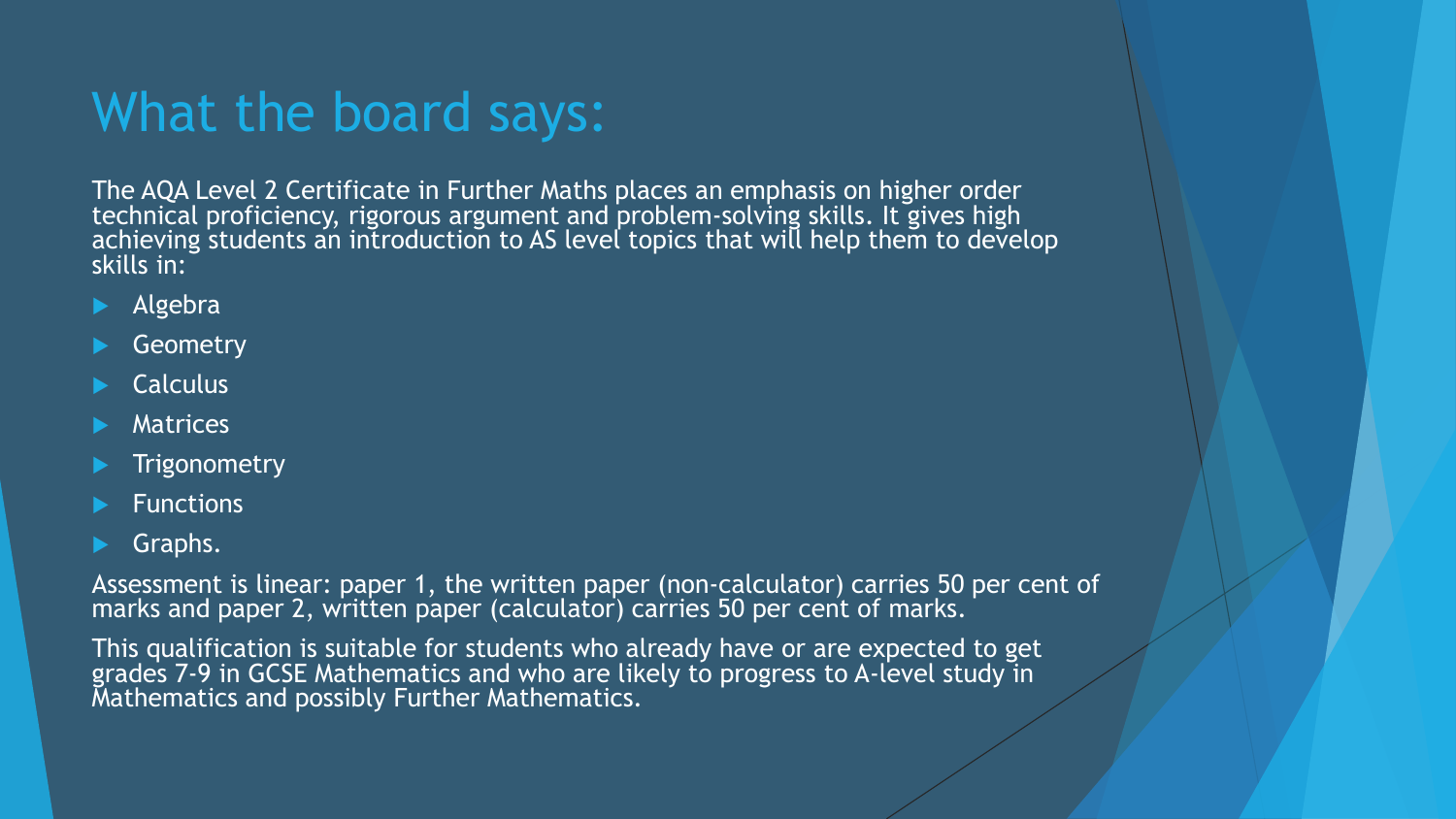# What the board says:

The AQA Level 2 Certificate in Further Maths places an emphasis on higher order technical proficiency, rigorous argument and problem-solving skills. It gives high achieving students an introduction to AS level topics that will help them to develop skills in:

- Algebra
- Geometry
- Calculus
- Matrices
- Trigonometry
- Functions
- Graphs.

Assessment is linear: paper 1, the written paper (non-calculator) carries 50 per cent of marks and paper 2, written paper (calculator) carries 50 per cent of marks.

This qualification is suitable for students who already have or are expected to get grades 7-9 in GCSE Mathematics and who are likely to progress to A-level study in Mathematics and possibly Further Mathematics.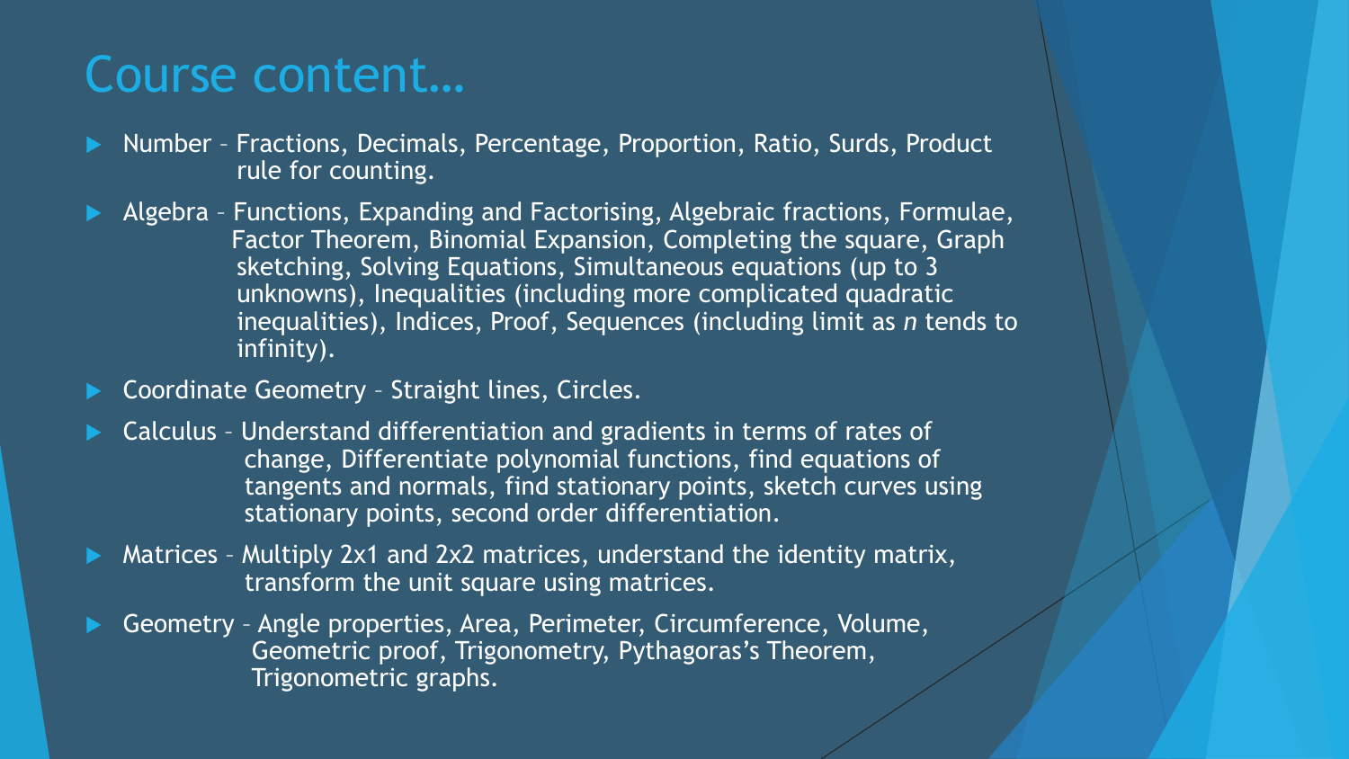# Course content…

- Number – Fractions, Decimals, Percentage, Proportion, Ratio, Surds, Product rule for counting.
- Algebra – Functions, Expanding and Factorising, Algebraic fractions, Formulae, Factor Theorem, Binomial Expansion, Completing the square, Graph sketching, Solving Equations, Simultaneous equations (up to 3 unknowns), Inequalities (including more complicated quadratic inequalities), Indices, Proof, Sequences (including limit as $n$ tends to infinity).
- Coordinate Geometry – Straight lines, Circles.
- Calculus – Understand differentiation and gradients in terms of rates of change, Differentiate polynomial functions, find equations of tangents and normals, find stationary points, sketch curves using stationary points, second order differentiation.
- Matrices – Multiply 2x1 and 2x2 matrices, understand the identity matrix, transform the unit square using matrices.
- Geometry – Angle properties, Area, Perimeter, Circumference, Volume, Geometric proof, Trigonometry, Pythagoras's Theorem, Trigonometric graphs.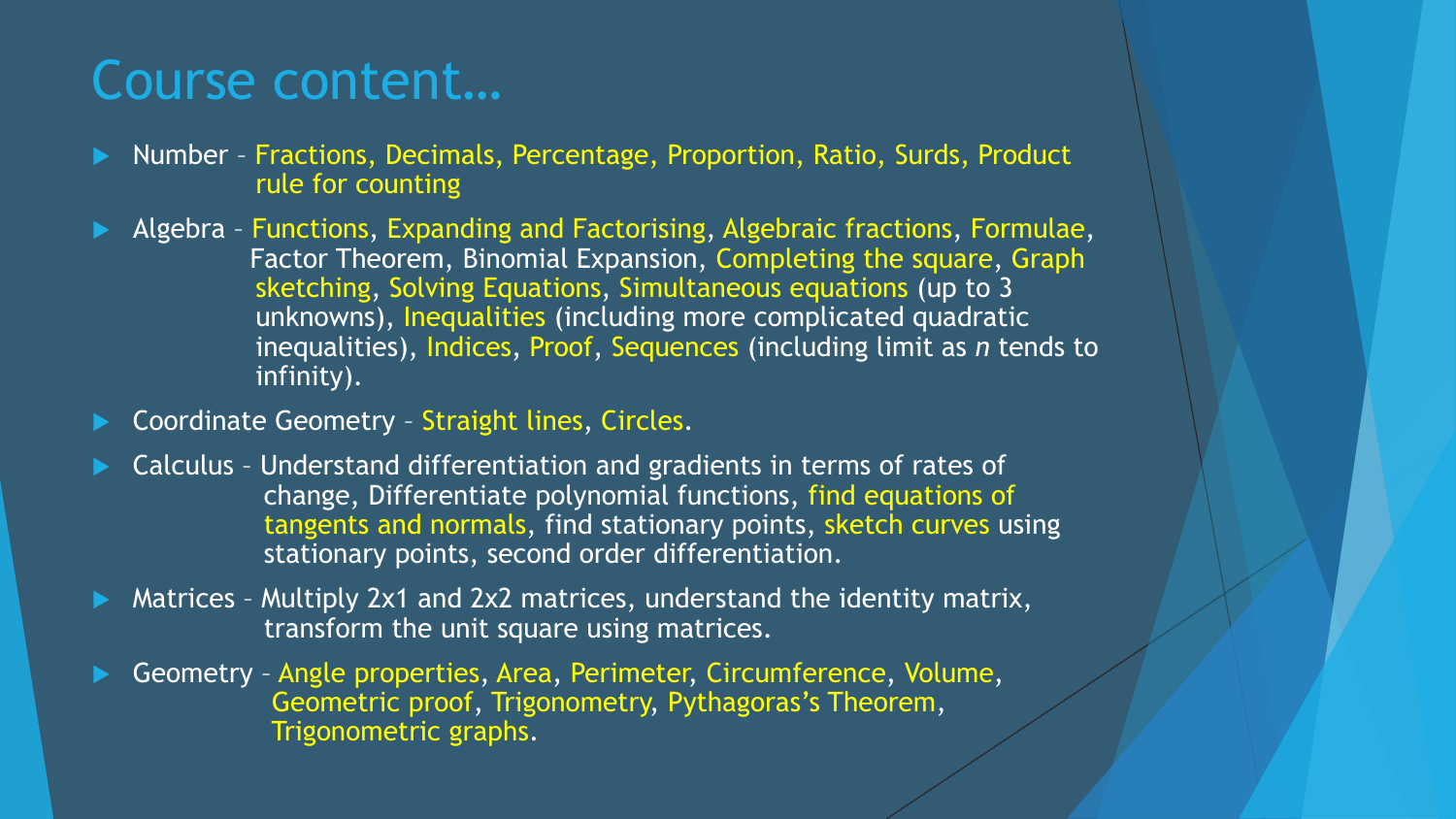# Course content…

- Number – Fractions, Decimals, Percentage, Proportion, Ratio, Surds, Product rule for counting
- Algebra – Functions, Expanding and Factorising, Algebraic fractions, Formulae, Factor Theorem, Binomial Expansion, Completing the square, Graph sketching, Solving Equations, Simultaneous equations (up to 3 unknowns), Inequalities (including more complicated quadratic inequalities), Indices, Proof, Sequences (including limit as *n* tends to infinity).
- Coordinate Geometry – Straight lines, Circles.
- Calculus – Understand differentiation and gradients in terms of rates of change, Differentiate polynomial functions, find equations of tangents and normals, find stationary points, sketch curves using stationary points, second order differentiation.
- Matrices – Multiply 2x1 and 2x2 matrices, understand the identity matrix, transform the unit square using matrices.
- Geometry – Angle properties, Area, Perimeter, Circumference, Volume, Geometric proof, Trigonometry, Pythagoras's Theorem, Trigonometric graphs.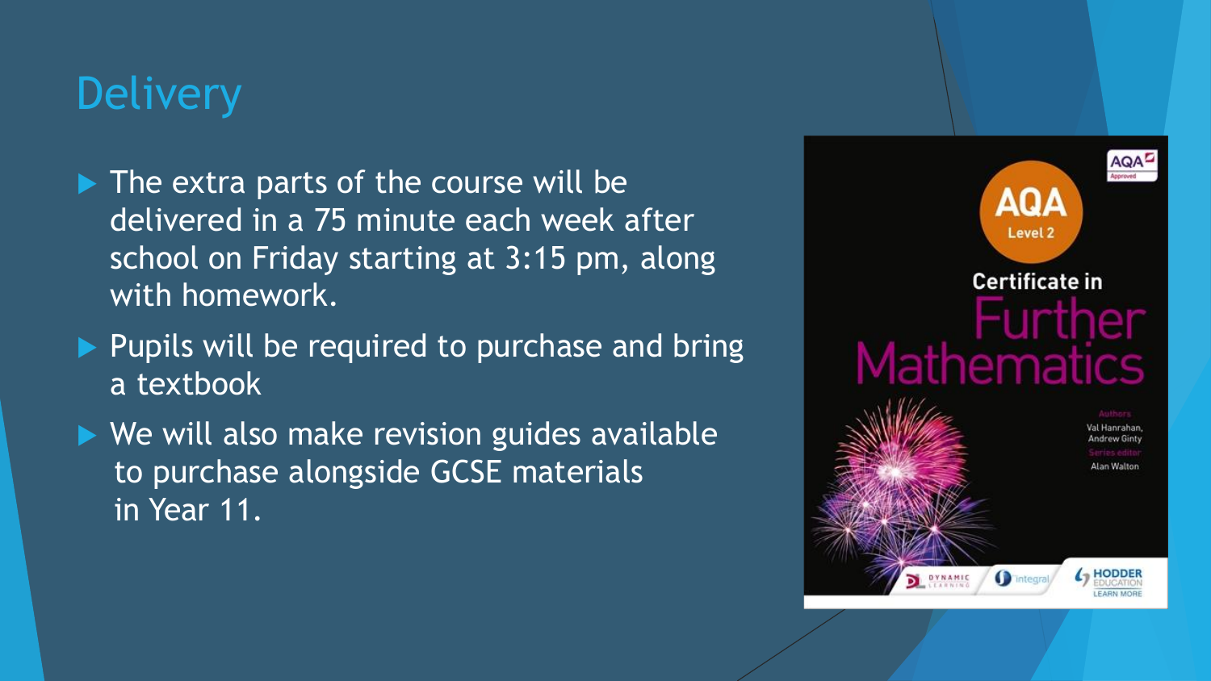# Delivery

- The extra parts of the course will be delivered in a 75 minute each week after school on Friday starting at 3:15 pm, along with homework.
- Pupils will be required to purchase and bring a textbook
- We will also make revision guides available to purchase alongside GCSE materials in Year 11.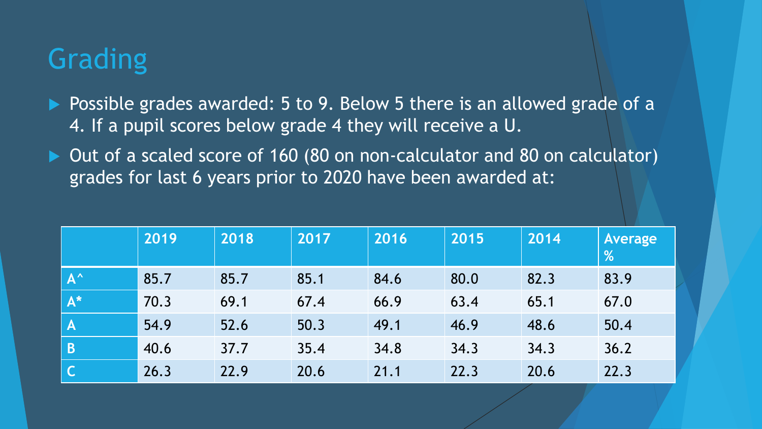# Grading

- Possible grades awarded: 5 to 9. Below 5 there is an allowed grade of a 4. If a pupil scores below grade 4 they will receive a U.
- Out of a scaled score of 160 (80 on non-calculator and 80 on calculator) grades for last 6 years prior to 2020 have been awarded at:

| | 2019 | 2018 | 2017 | 2016 | 2015 | 2014 | Average % |
|---|---|---|---|---|---|---|---|
| A^ | 85.7 | 85.7 | 85.1 | 84.6 | 80.0 | 82.3 | 83.9 |
| A* | 70.3 | 69.1 | 67.4 | 66.9 | 63.4 | 65.1 | 67.0 |
| A | 54.9 | 52.6 | 50.3 | 49.1 | 46.9 | 48.6 | 50.4 |
| B | 40.6 | 37.7 | 35.4 | 34.8 | 34.3 | 34.3 | 36.2 |
| C | 26.3 | 22.9 | 20.6 | 21.1 | 22.3 | 20.6 | 22.3 |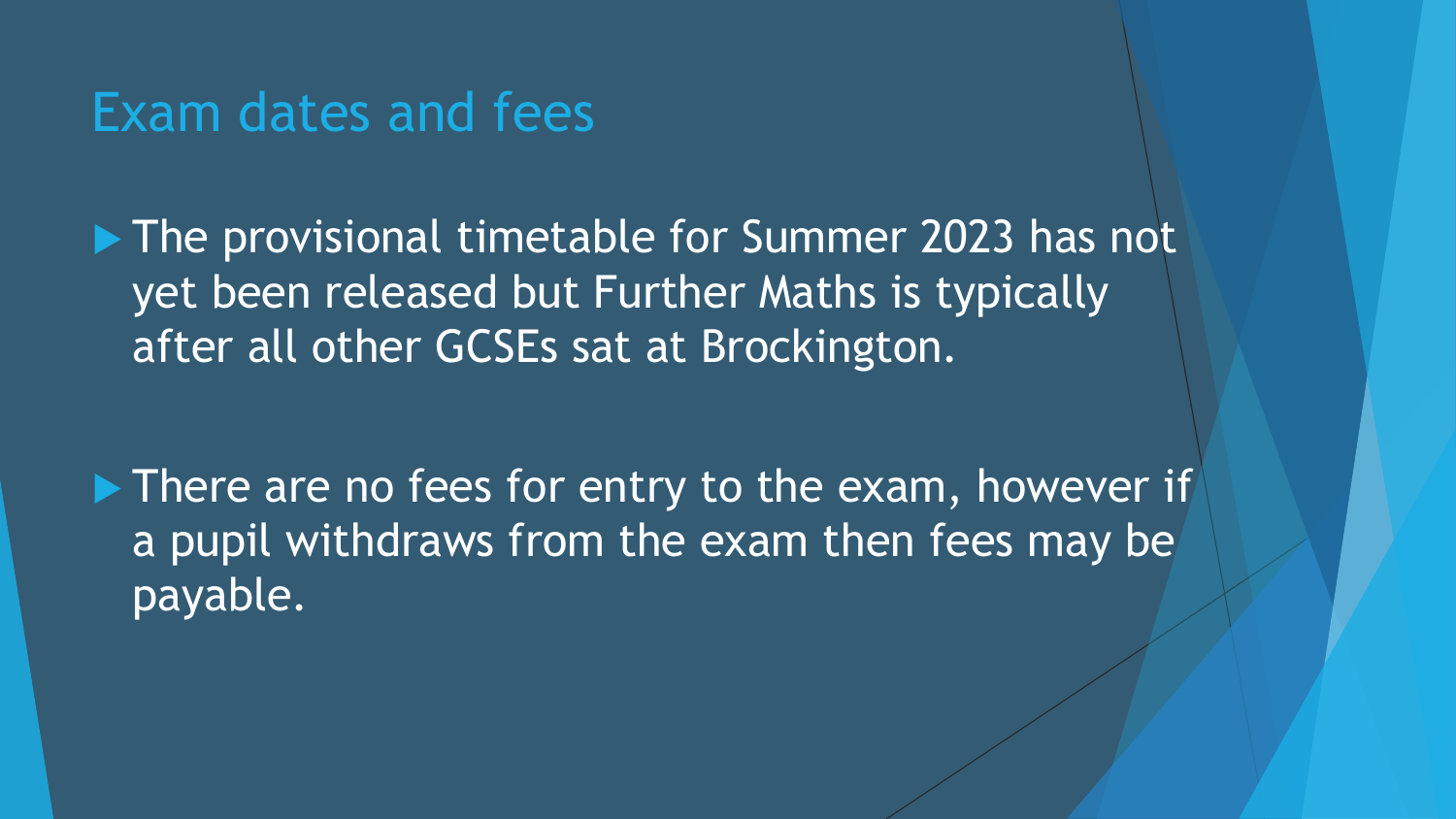# Exam dates and fees

- The provisional timetable for Summer 2023 has not yet been released but Further Maths is typically after all other GCSEs sat at Brockington.

- There are no fees for entry to the exam, however if a pupil withdraws from the exam then fees may be payable.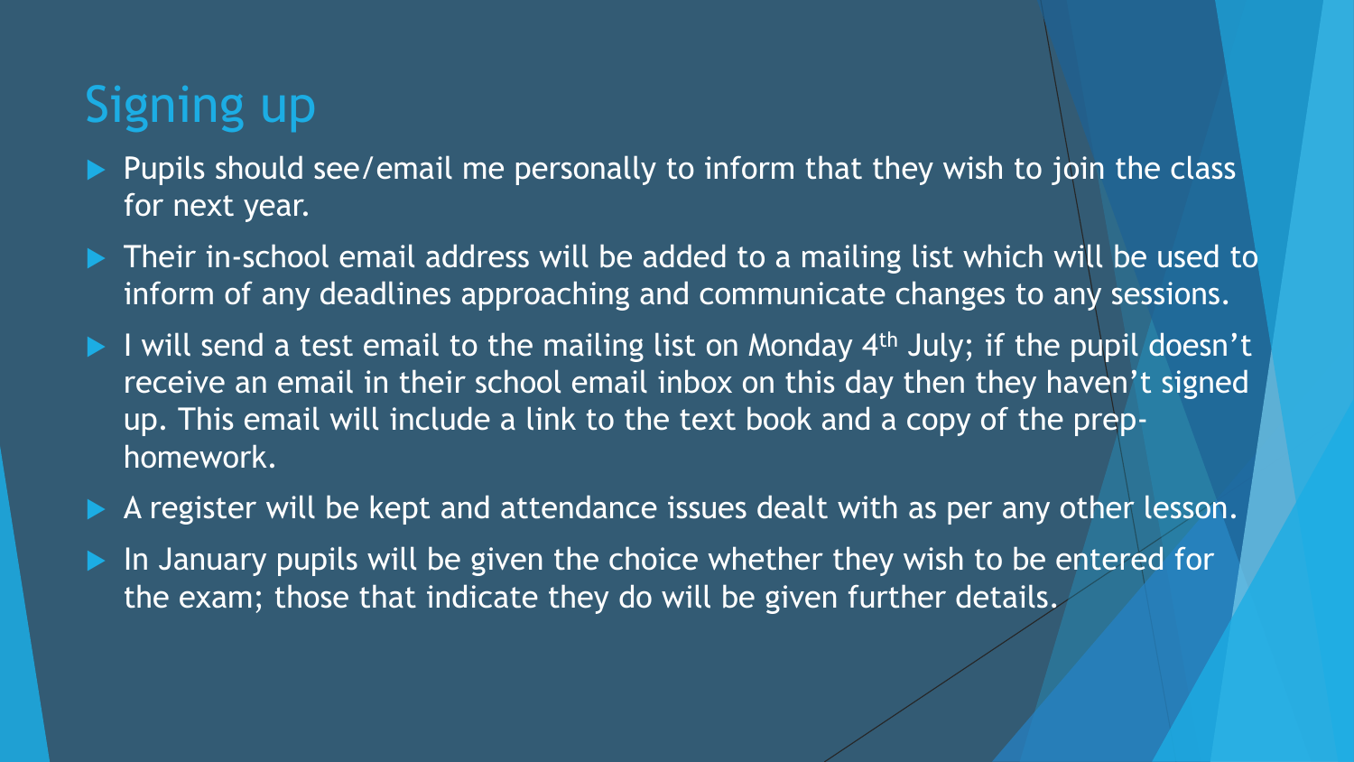# Signing up

- Pupils should see/email me personally to inform that they wish to join the class for next year.
- Their in-school email address will be added to a mailing list which will be used to inform of any deadlines approaching and communicate changes to any sessions.
- I will send a test email to the mailing list on Monday 4th July; if the pupil doesn't receive an email in their school email inbox on this day then they haven't signed up. This email will include a link to the text book and a copy of the prep-homework.
- A register will be kept and attendance issues dealt with as per any other lesson.
- In January pupils will be given the choice whether they wish to be entered for the exam; those that indicate they do will be given further details.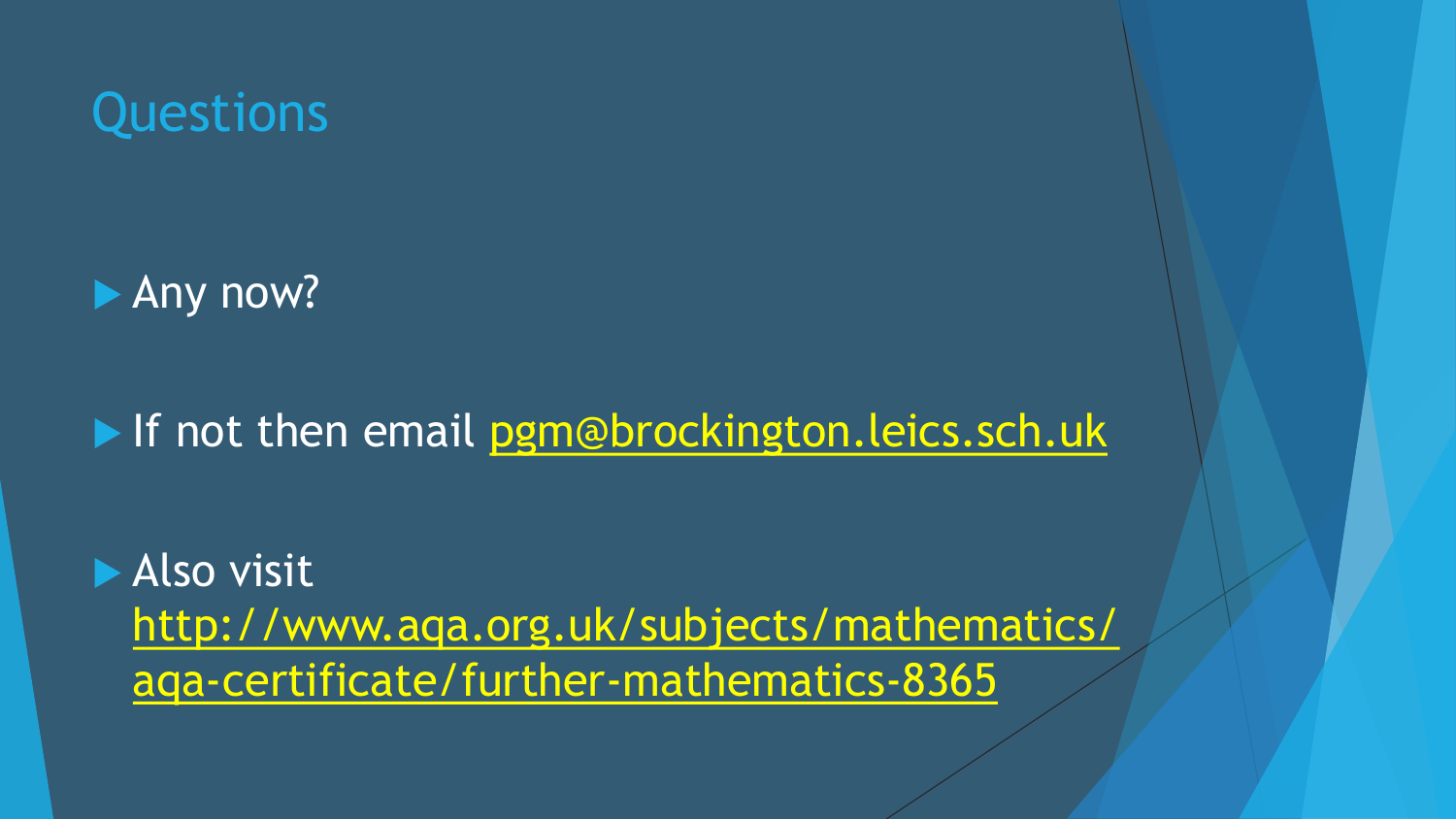# Questions

- Any now?
- If not then email pgm@brockington.leics.sch.uk
- Also visit http://www.aqa.org.uk/subjects/mathematics/aqa-certificate/further-mathematics-8365